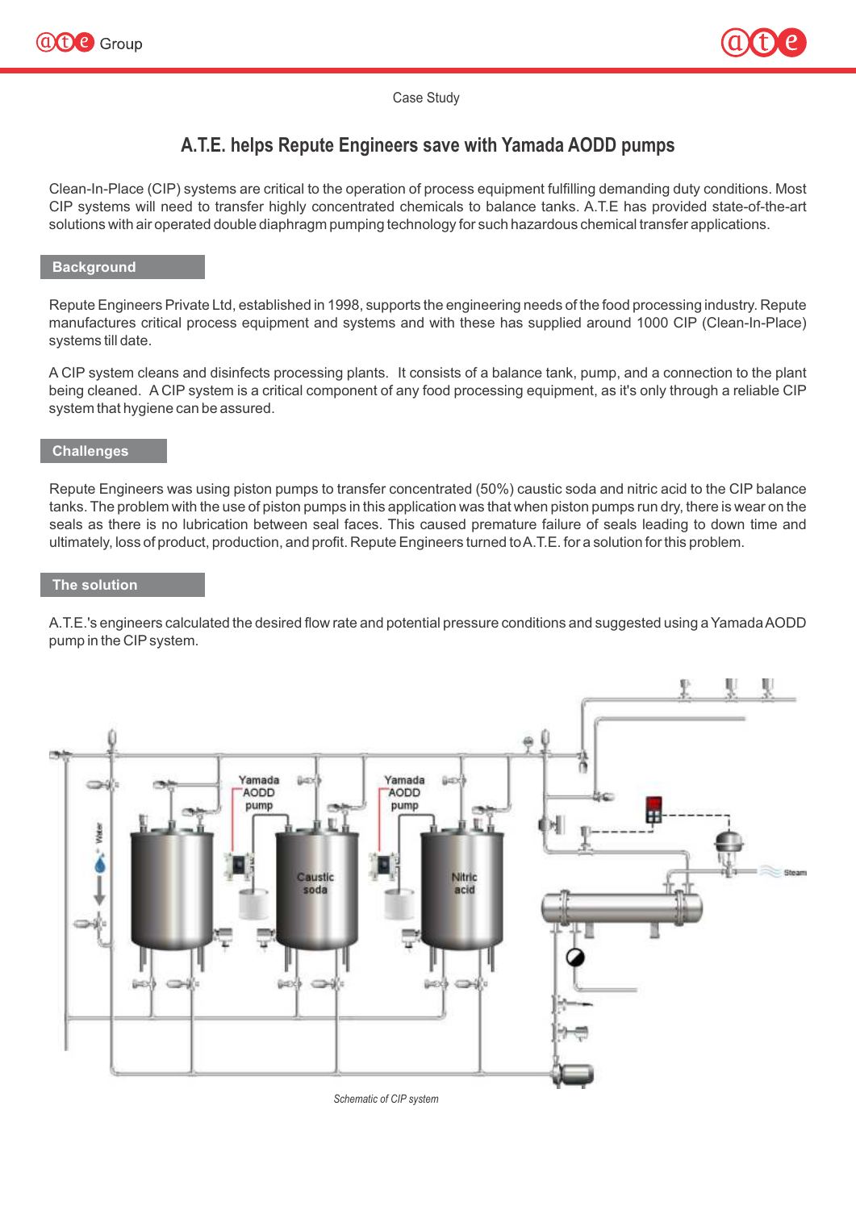Case Study

# A.T.E. helps Repute Engineers save with Yamada AODD pumps

Clean-In-Place (CIP) systems are critical to the operation of process equipment fulfilling demanding duty conditions. Most CIP systems will need to transfer highly concentrated chemicals to balance tanks. A.T.E has provided state-of-the-art solutions with air operated double diaphragm pumping technology for such hazardous chemical transfer applications.

## Background

Repute Engineers Private Ltd, established in 1998, supports the engineering needs of the food processing industry. Repute manufactures critical process equipment and systems and with these has supplied around 1000 CIP (Clean-In-Place) systems till date.

A CIP system cleans and disinfects processing plants. It consists of a balance tank, pump, and a connection to the plant being cleaned. A CIP system is a critical component of any food processing equipment, as it's only through a reliable CIP system that hygiene can be assured.

## Challenges

Repute Engineers was using piston pumps to transfer concentrated (50%) caustic soda and nitric acid to the CIP balance tanks. The problem with the use of piston pumps in this application was that when piston pumps run dry, there is wear on the seals as there is no lubrication between seal faces. This caused premature failure of seals leading to down time and ultimately, loss of product, production, and profit. Repute Engineers turned to A.T.E. for a solution for this problem.

## The solution

A.T.E.'s engineers calculated the desired flow rate and potential pressure conditions and suggested using a Yamada AODD pump in the CIP system.

*Schematic of CIP system*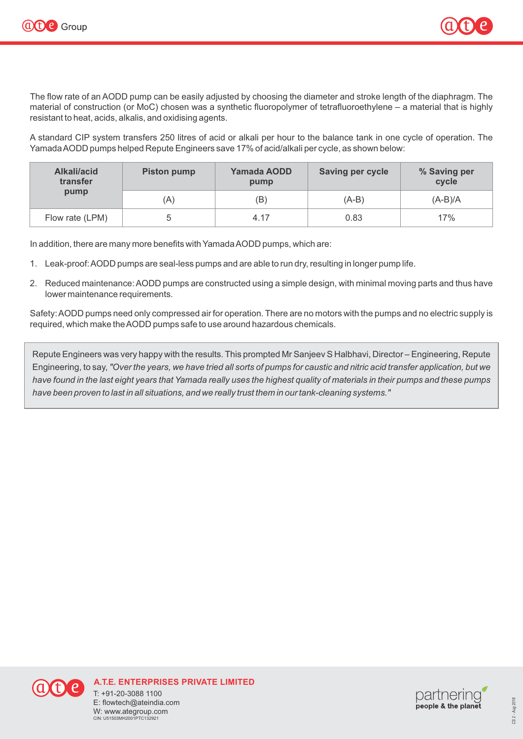The flow rate of an AODD pump can be easily adjusted by choosing the diameter and stroke length of the diaphragm. The material of construction (or MoC) chosen was a synthetic fluoropolymer of tetrafluoroethylene – a material that is highly resistant to heat, acids, alkalis, and oxidising agents.

A standard CIP system transfers 250 litres of acid or alkali per hour to the balance tank in one cycle of operation. The Yamada AODD pumps helped Repute Engineers save 17% of acid/alkali per cycle, as shown below:

| Alkali/acid transfer pump | Piston pump | Yamada AODD pump | Saving per cycle | % Saving per cycle |
|---|---|---|---|---|
| | (A) | (B) | (A-B) | (A-B)/A |
| Flow rate (LPM) | 5 | 4.17 | 0.83 | 17% |

In addition, there are many more benefits with Yamada AODD pumps, which are:

1. Leak-proof: AODD pumps are seal-less pumps and are able to run dry, resulting in longer pump life.
2. Reduced maintenance: AODD pumps are constructed using a simple design, with minimal moving parts and thus have lower maintenance requirements.

Safety: AODD pumps need only compressed air for operation. There are no motors with the pumps and no electric supply is required, which make the AODD pumps safe to use around hazardous chemicals.

Repute Engineers was very happy with the results. This prompted Mr Sanjeev S Halbhavi, Director – Engineering, Repute Engineering, to say, *"Over the years, we have tried all sorts of pumps for caustic and nitric acid transfer application, but we have found in the last eight years that Yamada really uses the highest quality of materials in their pumps and these pumps have been proven to last in all situations, and we really trust them in our tank-cleaning systems."*

**A.T.E. ENTERPRISES PRIVATE LIMITED**

T: +91-20-3088 1100
E: flowtech@ateindia.com
W: www.ategroup.com
CIN: U51503MH2001PTC132921

partnering people & the planet

CS 2 - Aug 2018